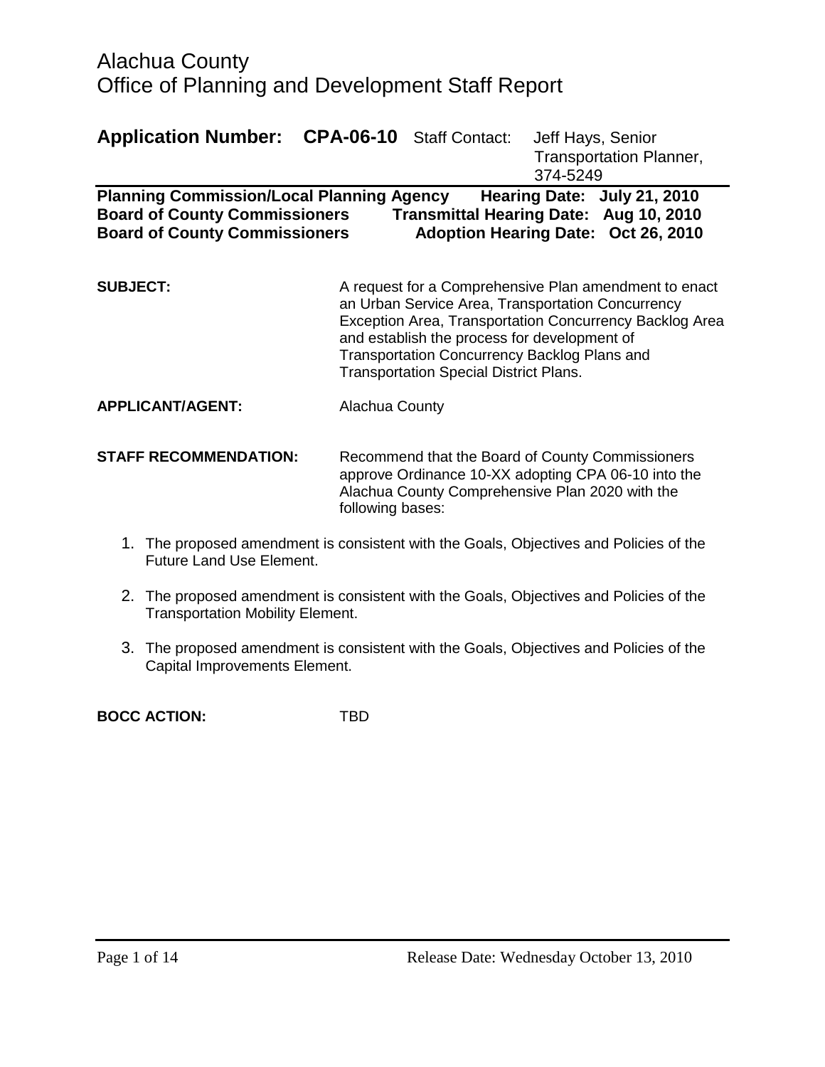# Alachua County
# Office of Planning and Development Staff Report

**Application Number: CPA-06-10** Staff Contact: Jeff Hays, Senior Transportation Planner, 374-5249

**Planning Commission/Local Planning Agency Hearing Date: July 21, 2010**
**Board of County Commissioners Transmittal Hearing Date: Aug 10, 2010**
**Board of County Commissioners Adoption Hearing Date: Oct 26, 2010**

**SUBJECT:** A request for a Comprehensive Plan amendment to enact an Urban Service Area, Transportation Concurrency Exception Area, Transportation Concurrency Backlog Area and establish the process for development of Transportation Concurrency Backlog Plans and Transportation Special District Plans.

**APPLICANT/AGENT:** Alachua County

**STAFF RECOMMENDATION:** Recommend that the Board of County Commissioners approve Ordinance 10-XX adopting CPA 06-10 into the Alachua County Comprehensive Plan 2020 with the following bases:

1. The proposed amendment is consistent with the Goals, Objectives and Policies of the Future Land Use Element.
2. The proposed amendment is consistent with the Goals, Objectives and Policies of the Transportation Mobility Element.
3. The proposed amendment is consistent with the Goals, Objectives and Policies of the Capital Improvements Element.

**BOCC ACTION:** TBD

Release Date: Wednesday October 13, 2010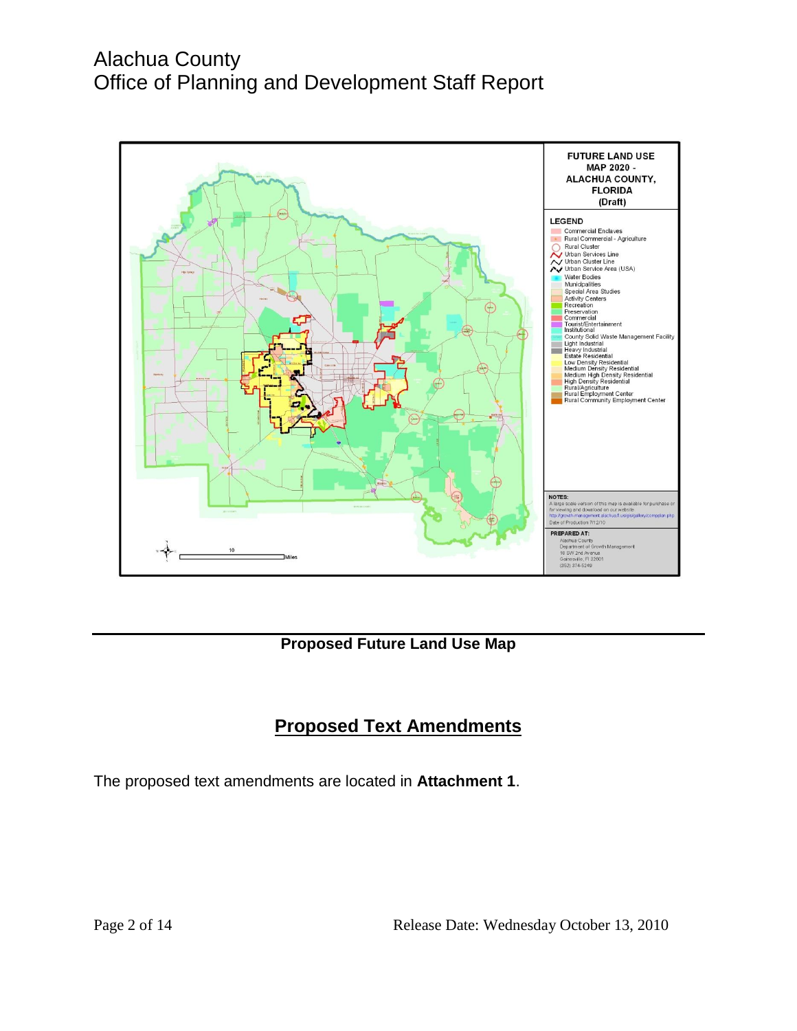**FUTURE LAND USE MAP 2020 - ALACHUA COUNTY, FLORIDA (Draft)**

**LEGEND**

- Commercial Enclaves
- Rural Commercial - Agriculture
- Rural Cluster
- Urban Services Line
- Urban Cluster Line
- Urban Service Area (USA)
- Water Bodies
- Municipalities
- Special Area Studies
- Activity Centers
- Recreation
- Preservation
- Commercial
- Tourist/Entertainment
- Institutional
- County Solid Waste Management Facility
- Light Industrial
- Heavy Industrial
- Estate Residential
- Low Density Residential
- Medium Density Residential
- Medium High Density Residential
- High Density Residential
- Rural/Agriculture
- Rural Employment Center
- Rural Community Employment Center

**NOTES:**
A large scale version of this map is available for purchase or for viewing and download on our website
http://growth-management.alachua.fl.us/gis/gallery/compplan.php
Date of Production 7/12/10

**PREPARED AT:**
Alachua County
Department of Growth Management
10 SW 2nd Avenue
Gainesville, Fl 32601
(352) 374-5249

10 Miles

**Proposed Future Land Use Map**

## Proposed Text Amendments

The proposed text amendments are located in **Attachment 1**.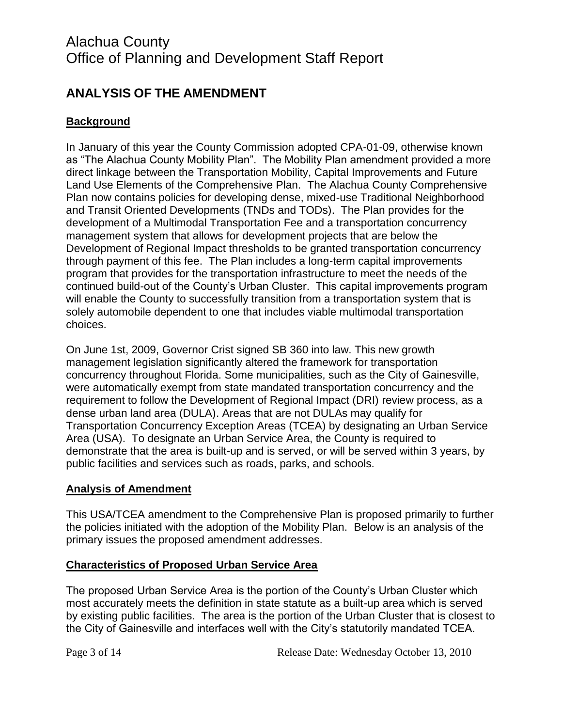## ANALYSIS OF THE AMENDMENT

### Background

In January of this year the County Commission adopted CPA-01-09, otherwise known as "The Alachua County Mobility Plan". The Mobility Plan amendment provided a more direct linkage between the Transportation Mobility, Capital Improvements and Future Land Use Elements of the Comprehensive Plan. The Alachua County Comprehensive Plan now contains policies for developing dense, mixed-use Traditional Neighborhood and Transit Oriented Developments (TNDs and TODs). The Plan provides for the development of a Multimodal Transportation Fee and a transportation concurrency management system that allows for development projects that are below the Development of Regional Impact thresholds to be granted transportation concurrency through payment of this fee. The Plan includes a long-term capital improvements program that provides for the transportation infrastructure to meet the needs of the continued build-out of the County's Urban Cluster. This capital improvements program will enable the County to successfully transition from a transportation system that is solely automobile dependent to one that includes viable multimodal transportation choices.

On June 1st, 2009, Governor Crist signed SB 360 into law. This new growth management legislation significantly altered the framework for transportation concurrency throughout Florida. Some municipalities, such as the City of Gainesville, were automatically exempt from state mandated transportation concurrency and the requirement to follow the Development of Regional Impact (DRI) review process, as a dense urban land area (DULA). Areas that are not DULAs may qualify for Transportation Concurrency Exception Areas (TCEA) by designating an Urban Service Area (USA). To designate an Urban Service Area, the County is required to demonstrate that the area is built-up and is served, or will be served within 3 years, by public facilities and services such as roads, parks, and schools.

### Analysis of Amendment

This USA/TCEA amendment to the Comprehensive Plan is proposed primarily to further the policies initiated with the adoption of the Mobility Plan. Below is an analysis of the primary issues the proposed amendment addresses.

### Characteristics of Proposed Urban Service Area

The proposed Urban Service Area is the portion of the County's Urban Cluster which most accurately meets the definition in state statute as a built-up area which is served by existing public facilities. The area is the portion of the Urban Cluster that is closest to the City of Gainesville and interfaces well with the City's statutorily mandated TCEA.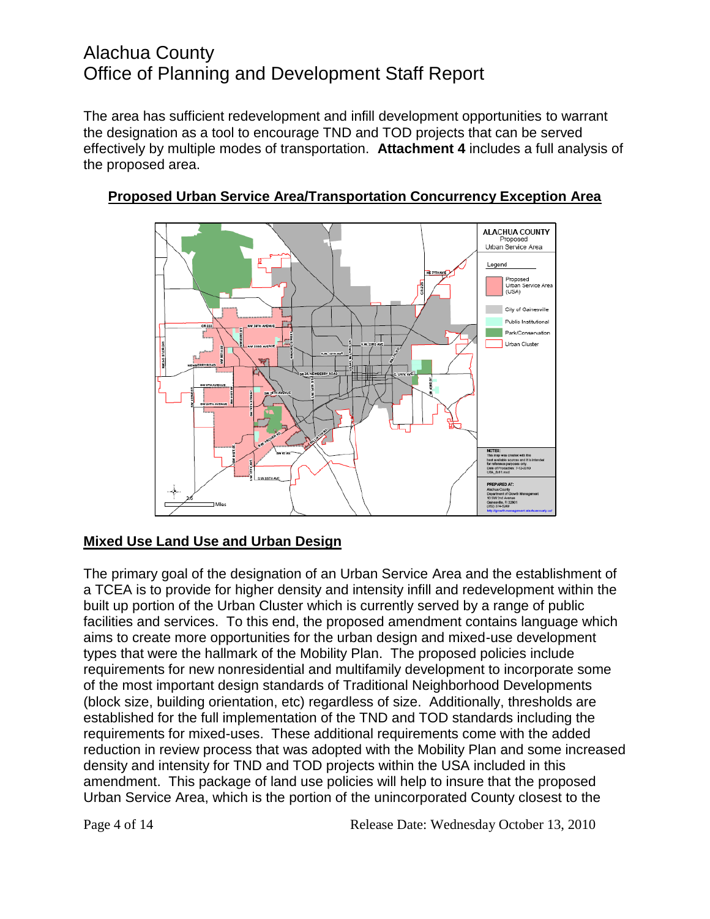The area has sufficient redevelopment and infill development opportunities to warrant the designation as a tool to encourage TND and TOD projects that can be served effectively by multiple modes of transportation. **Attachment 4** includes a full analysis of the proposed area.

**Proposed Urban Service Area/Transportation Concurrency Exception Area**

**Mixed Use Land Use and Urban Design**

The primary goal of the designation of an Urban Service Area and the establishment of a TCEA is to provide for higher density and intensity infill and redevelopment within the built up portion of the Urban Cluster which is currently served by a range of public facilities and services. To this end, the proposed amendment contains language which aims to create more opportunities for the urban design and mixed-use development types that were the hallmark of the Mobility Plan. The proposed policies include requirements for new nonresidential and multifamily development to incorporate some of the most important design standards of Traditional Neighborhood Developments (block size, building orientation, etc) regardless of size. Additionally, thresholds are established for the full implementation of the TND and TOD standards including the requirements for mixed-uses. These additional requirements come with the added reduction in review process that was adopted with the Mobility Plan and some increased density and intensity for TND and TOD projects within the USA included in this amendment. This package of land use policies will help to insure that the proposed Urban Service Area, which is the portion of the unincorporated County closest to the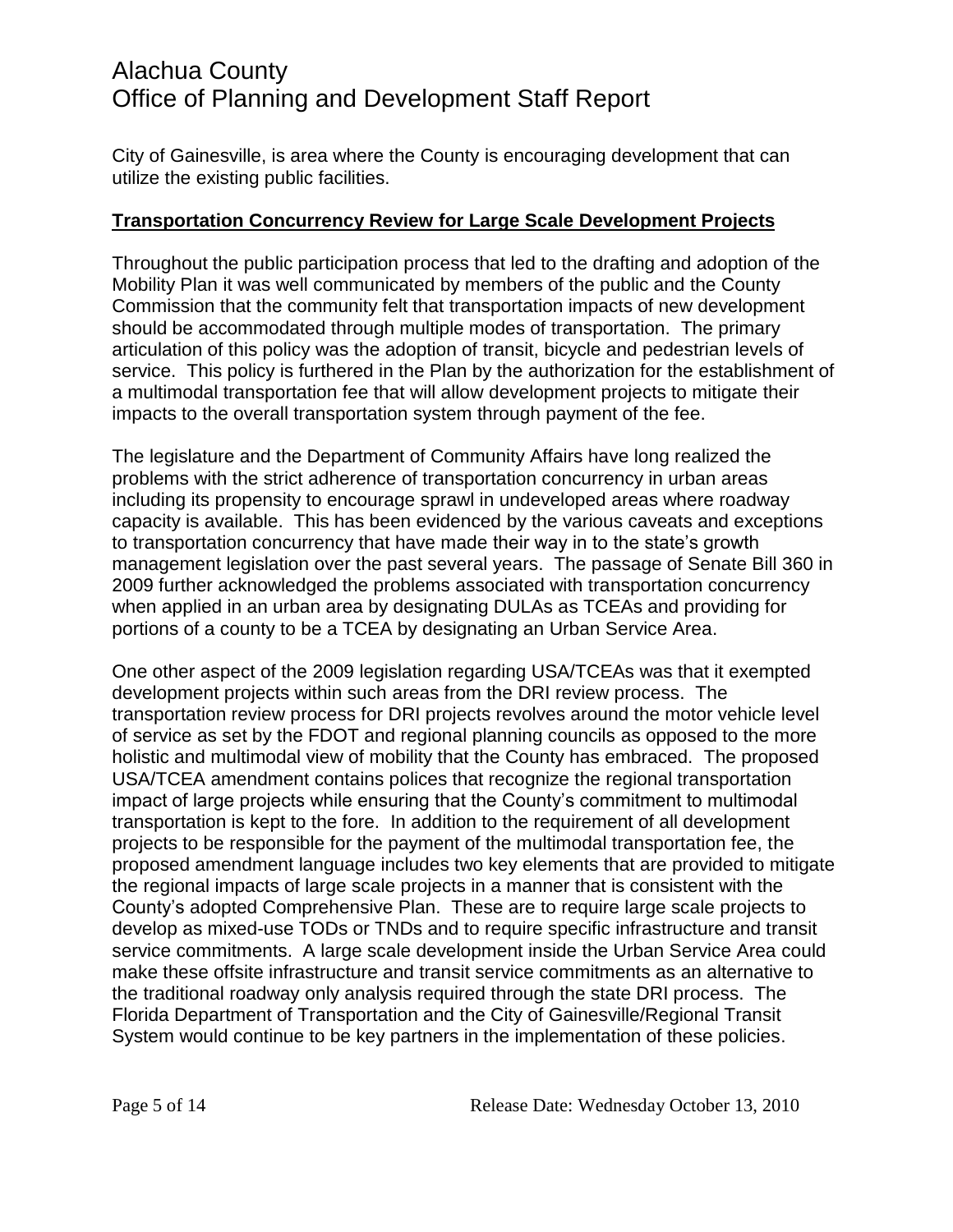City of Gainesville, is area where the County is encouraging development that can utilize the existing public facilities.

## **Transportation Concurrency Review for Large Scale Development Projects**

Throughout the public participation process that led to the drafting and adoption of the Mobility Plan it was well communicated by members of the public and the County Commission that the community felt that transportation impacts of new development should be accommodated through multiple modes of transportation. The primary articulation of this policy was the adoption of transit, bicycle and pedestrian levels of service. This policy is furthered in the Plan by the authorization for the establishment of a multimodal transportation fee that will allow development projects to mitigate their impacts to the overall transportation system through payment of the fee.

The legislature and the Department of Community Affairs have long realized the problems with the strict adherence of transportation concurrency in urban areas including its propensity to encourage sprawl in undeveloped areas where roadway capacity is available. This has been evidenced by the various caveats and exceptions to transportation concurrency that have made their way in to the state's growth management legislation over the past several years. The passage of Senate Bill 360 in 2009 further acknowledged the problems associated with transportation concurrency when applied in an urban area by designating DULAs as TCEAs and providing for portions of a county to be a TCEA by designating an Urban Service Area.

One other aspect of the 2009 legislation regarding USA/TCEAs was that it exempted development projects within such areas from the DRI review process. The transportation review process for DRI projects revolves around the motor vehicle level of service as set by the FDOT and regional planning councils as opposed to the more holistic and multimodal view of mobility that the County has embraced. The proposed USA/TCEA amendment contains polices that recognize the regional transportation impact of large projects while ensuring that the County's commitment to multimodal transportation is kept to the fore. In addition to the requirement of all development projects to be responsible for the payment of the multimodal transportation fee, the proposed amendment language includes two key elements that are provided to mitigate the regional impacts of large scale projects in a manner that is consistent with the County's adopted Comprehensive Plan. These are to require large scale projects to develop as mixed-use TODs or TNDs and to require specific infrastructure and transit service commitments. A large scale development inside the Urban Service Area could make these offsite infrastructure and transit service commitments as an alternative to the traditional roadway only analysis required through the state DRI process. The Florida Department of Transportation and the City of Gainesville/Regional Transit System would continue to be key partners in the implementation of these policies.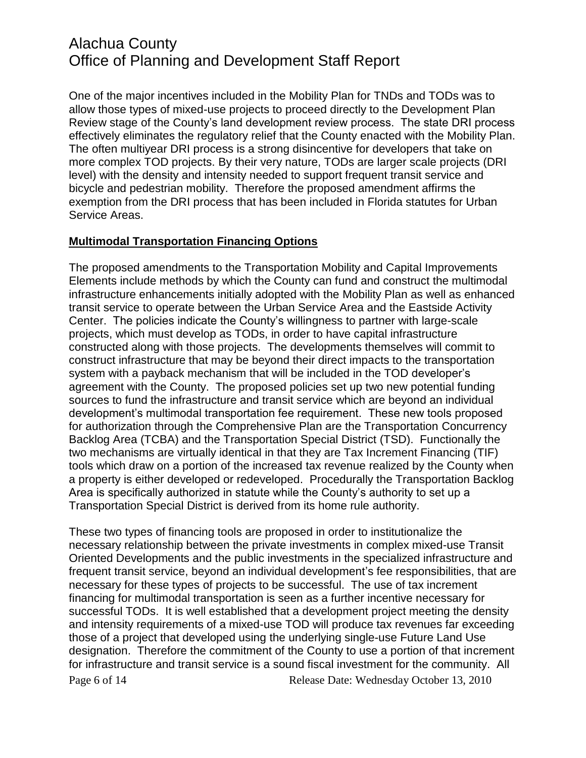One of the major incentives included in the Mobility Plan for TNDs and TODs was to allow those types of mixed-use projects to proceed directly to the Development Plan Review stage of the County's land development review process. The state DRI process effectively eliminates the regulatory relief that the County enacted with the Mobility Plan. The often multiyear DRI process is a strong disincentive for developers that take on more complex TOD projects. By their very nature, TODs are larger scale projects (DRI level) with the density and intensity needed to support frequent transit service and bicycle and pedestrian mobility. Therefore the proposed amendment affirms the exemption from the DRI process that has been included in Florida statutes for Urban Service Areas.

**Multimodal Transportation Financing Options**

The proposed amendments to the Transportation Mobility and Capital Improvements Elements include methods by which the County can fund and construct the multimodal infrastructure enhancements initially adopted with the Mobility Plan as well as enhanced transit service to operate between the Urban Service Area and the Eastside Activity Center. The policies indicate the County's willingness to partner with large-scale projects, which must develop as TODs, in order to have capital infrastructure constructed along with those projects. The developments themselves will commit to construct infrastructure that may be beyond their direct impacts to the transportation system with a payback mechanism that will be included in the TOD developer's agreement with the County. The proposed policies set up two new potential funding sources to fund the infrastructure and transit service which are beyond an individual development's multimodal transportation fee requirement. These new tools proposed for authorization through the Comprehensive Plan are the Transportation Concurrency Backlog Area (TCBA) and the Transportation Special District (TSD). Functionally the two mechanisms are virtually identical in that they are Tax Increment Financing (TIF) tools which draw on a portion of the increased tax revenue realized by the County when a property is either developed or redeveloped. Procedurally the Transportation Backlog Area is specifically authorized in statute while the County's authority to set up a Transportation Special District is derived from its home rule authority.

These two types of financing tools are proposed in order to institutionalize the necessary relationship between the private investments in complex mixed-use Transit Oriented Developments and the public investments in the specialized infrastructure and frequent transit service, beyond an individual development's fee responsibilities, that are necessary for these types of projects to be successful. The use of tax increment financing for multimodal transportation is seen as a further incentive necessary for successful TODs. It is well established that a development project meeting the density and intensity requirements of a mixed-use TOD will produce tax revenues far exceeding those of a project that developed using the underlying single-use Future Land Use designation. Therefore the commitment of the County to use a portion of that increment for infrastructure and transit service is a sound fiscal investment for the community. All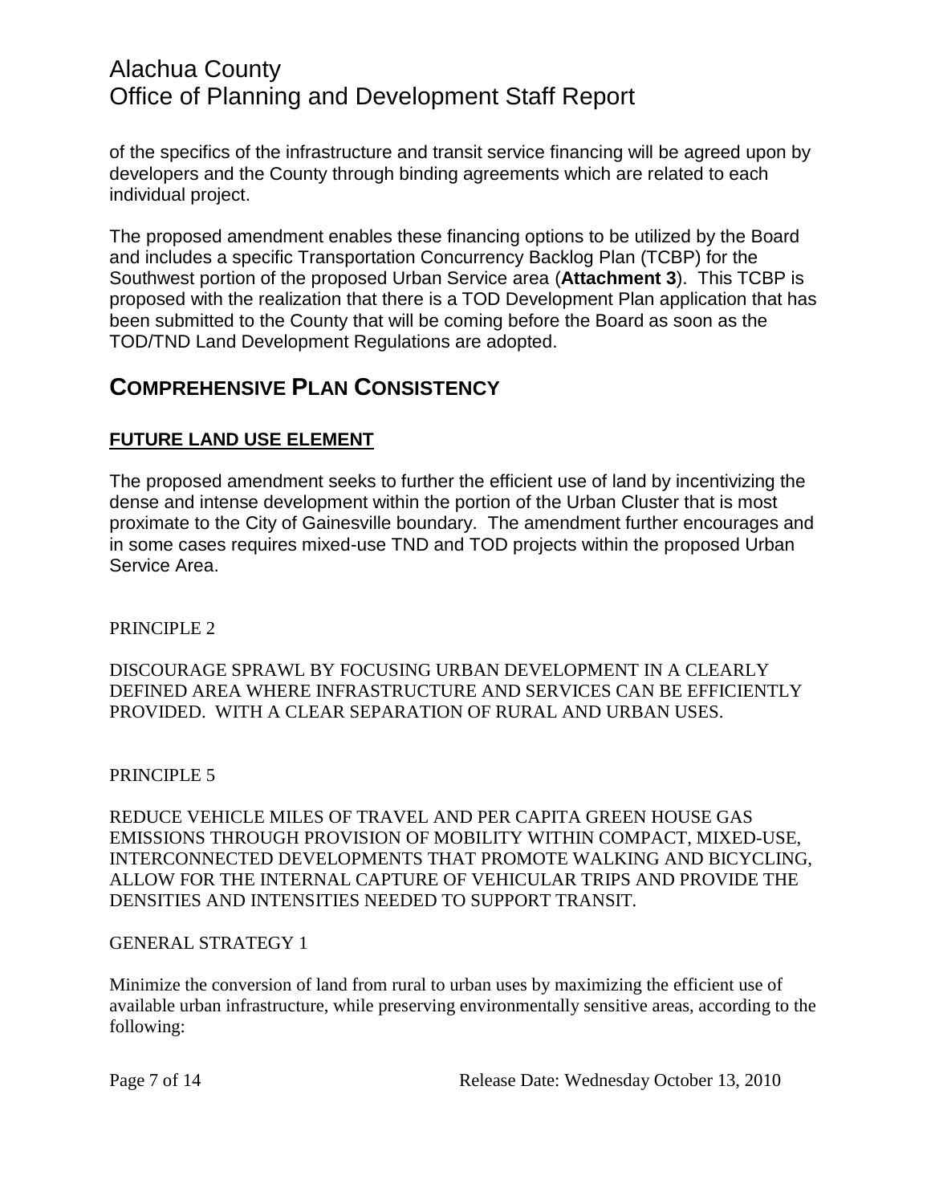of the specifics of the infrastructure and transit service financing will be agreed upon by developers and the County through binding agreements which are related to each individual project.

The proposed amendment enables these financing options to be utilized by the Board and includes a specific Transportation Concurrency Backlog Plan (TCBP) for the Southwest portion of the proposed Urban Service area (**Attachment 3**). This TCBP is proposed with the realization that there is a TOD Development Plan application that has been submitted to the County that will be coming before the Board as soon as the TOD/TND Land Development Regulations are adopted.

## COMPREHENSIVE PLAN CONSISTENCY

### FUTURE LAND USE ELEMENT

The proposed amendment seeks to further the efficient use of land by incentivizing the dense and intense development within the portion of the Urban Cluster that is most proximate to the City of Gainesville boundary. The amendment further encourages and in some cases requires mixed-use TND and TOD projects within the proposed Urban Service Area.

PRINCIPLE 2

DISCOURAGE SPRAWL BY FOCUSING URBAN DEVELOPMENT IN A CLEARLY DEFINED AREA WHERE INFRASTRUCTURE AND SERVICES CAN BE EFFICIENTLY PROVIDED. WITH A CLEAR SEPARATION OF RURAL AND URBAN USES.

PRINCIPLE 5

REDUCE VEHICLE MILES OF TRAVEL AND PER CAPITA GREEN HOUSE GAS EMISSIONS THROUGH PROVISION OF MOBILITY WITHIN COMPACT, MIXED-USE, INTERCONNECTED DEVELOPMENTS THAT PROMOTE WALKING AND BICYCLING, ALLOW FOR THE INTERNAL CAPTURE OF VEHICULAR TRIPS AND PROVIDE THE DENSITIES AND INTENSITIES NEEDED TO SUPPORT TRANSIT.

GENERAL STRATEGY 1

Minimize the conversion of land from rural to urban uses by maximizing the efficient use of available urban infrastructure, while preserving environmentally sensitive areas, according to the following: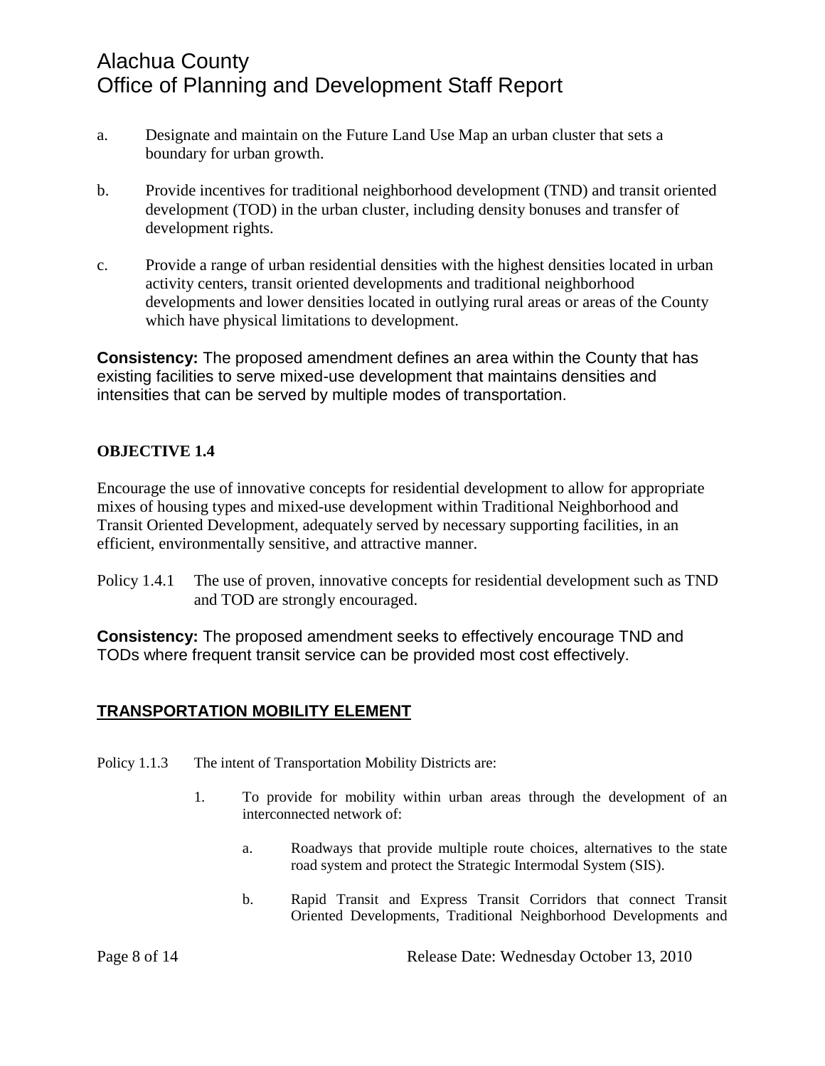a. Designate and maintain on the Future Land Use Map an urban cluster that sets a boundary for urban growth.

b. Provide incentives for traditional neighborhood development (TND) and transit oriented development (TOD) in the urban cluster, including density bonuses and transfer of development rights.

c. Provide a range of urban residential densities with the highest densities located in urban activity centers, transit oriented developments and traditional neighborhood developments and lower densities located in outlying rural areas or areas of the County which have physical limitations to development.

**Consistency:** The proposed amendment defines an area within the County that has existing facilities to serve mixed-use development that maintains densities and intensities that can be served by multiple modes of transportation.

**OBJECTIVE 1.4**

Encourage the use of innovative concepts for residential development to allow for appropriate mixes of housing types and mixed-use development within Traditional Neighborhood and Transit Oriented Development, adequately served by necessary supporting facilities, in an efficient, environmentally sensitive, and attractive manner.

Policy 1.4.1 The use of proven, innovative concepts for residential development such as TND and TOD are strongly encouraged.

**Consistency:** The proposed amendment seeks to effectively encourage TND and TODs where frequent transit service can be provided most cost effectively.

## TRANSPORTATION MOBILITY ELEMENT

Policy 1.1.3 The intent of Transportation Mobility Districts are:

1. To provide for mobility within urban areas through the development of an interconnected network of:

   a. Roadways that provide multiple route choices, alternatives to the state road system and protect the Strategic Intermodal System (SIS).

   b. Rapid Transit and Express Transit Corridors that connect Transit Oriented Developments, Traditional Neighborhood Developments and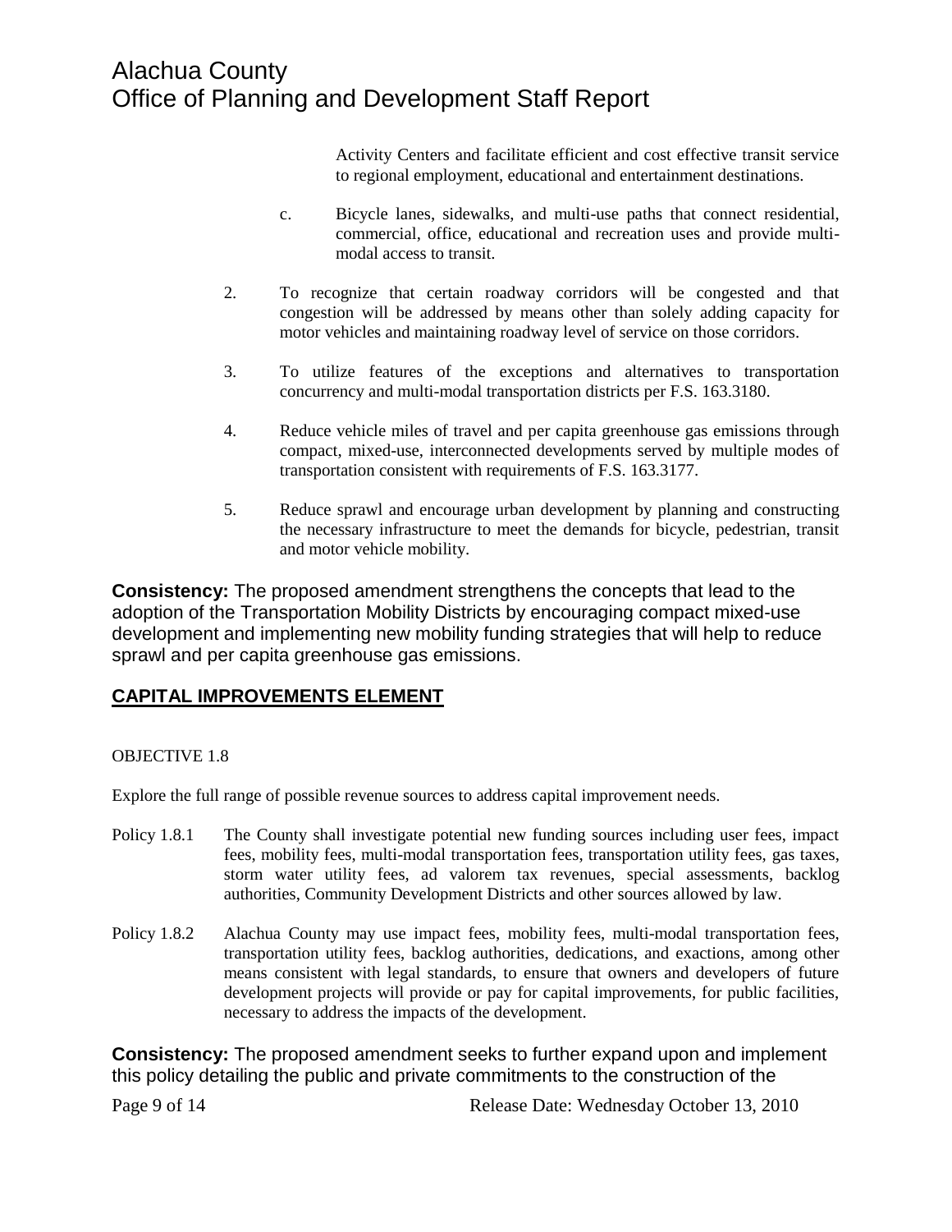Activity Centers and facilitate efficient and cost effective transit service to regional employment, educational and entertainment destinations.

c. Bicycle lanes, sidewalks, and multi-use paths that connect residential, commercial, office, educational and recreation uses and provide multi-modal access to transit.

2. To recognize that certain roadway corridors will be congested and that congestion will be addressed by means other than solely adding capacity for motor vehicles and maintaining roadway level of service on those corridors.

3. To utilize features of the exceptions and alternatives to transportation concurrency and multi-modal transportation districts per F.S. 163.3180.

4. Reduce vehicle miles of travel and per capita greenhouse gas emissions through compact, mixed-use, interconnected developments served by multiple modes of transportation consistent with requirements of F.S. 163.3177.

5. Reduce sprawl and encourage urban development by planning and constructing the necessary infrastructure to meet the demands for bicycle, pedestrian, transit and motor vehicle mobility.

**Consistency:** The proposed amendment strengthens the concepts that lead to the adoption of the Transportation Mobility Districts by encouraging compact mixed-use development and implementing new mobility funding strategies that will help to reduce sprawl and per capita greenhouse gas emissions.

## CAPITAL IMPROVEMENTS ELEMENT

OBJECTIVE 1.8

Explore the full range of possible revenue sources to address capital improvement needs.

Policy 1.8.1 The County shall investigate potential new funding sources including user fees, impact fees, mobility fees, multi-modal transportation fees, transportation utility fees, gas taxes, storm water utility fees, ad valorem tax revenues, special assessments, backlog authorities, Community Development Districts and other sources allowed by law.

Policy 1.8.2 Alachua County may use impact fees, mobility fees, multi-modal transportation fees, transportation utility fees, backlog authorities, dedications, and exactions, among other means consistent with legal standards, to ensure that owners and developers of future development projects will provide or pay for capital improvements, for public facilities, necessary to address the impacts of the development.

**Consistency:** The proposed amendment seeks to further expand upon and implement this policy detailing the public and private commitments to the construction of the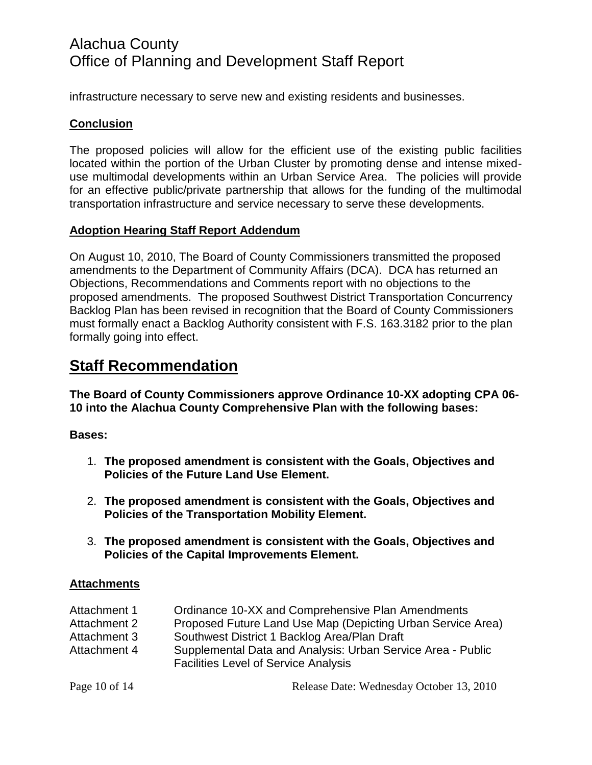infrastructure necessary to serve new and existing residents and businesses.

### Conclusion

The proposed policies will allow for the efficient use of the existing public facilities located within the portion of the Urban Cluster by promoting dense and intense mixed-use multimodal developments within an Urban Service Area. The policies will provide for an effective public/private partnership that allows for the funding of the multimodal transportation infrastructure and service necessary to serve these developments.

### Adoption Hearing Staff Report Addendum

On August 10, 2010, The Board of County Commissioners transmitted the proposed amendments to the Department of Community Affairs (DCA). DCA has returned an Objections, Recommendations and Comments report with no objections to the proposed amendments. The proposed Southwest District Transportation Concurrency Backlog Plan has been revised in recognition that the Board of County Commissioners must formally enact a Backlog Authority consistent with F.S. 163.3182 prior to the plan formally going into effect.

## Staff Recommendation

**The Board of County Commissioners approve Ordinance 10-XX adopting CPA 06-10 into the Alachua County Comprehensive Plan with the following bases:**

**Bases:**

1. **The proposed amendment is consistent with the Goals, Objectives and Policies of the Future Land Use Element.**
2. **The proposed amendment is consistent with the Goals, Objectives and Policies of the Transportation Mobility Element.**
3. **The proposed amendment is consistent with the Goals, Objectives and Policies of the Capital Improvements Element.**

### Attachments

| | |
|---|---|
| Attachment 1 | Ordinance 10-XX and Comprehensive Plan Amendments |
| Attachment 2 | Proposed Future Land Use Map (Depicting Urban Service Area) |
| Attachment 3 | Southwest District 1 Backlog Area/Plan Draft |
| Attachment 4 | Supplemental Data and Analysis: Urban Service Area - Public Facilities Level of Service Analysis |

Release Date: Wednesday October 13, 2010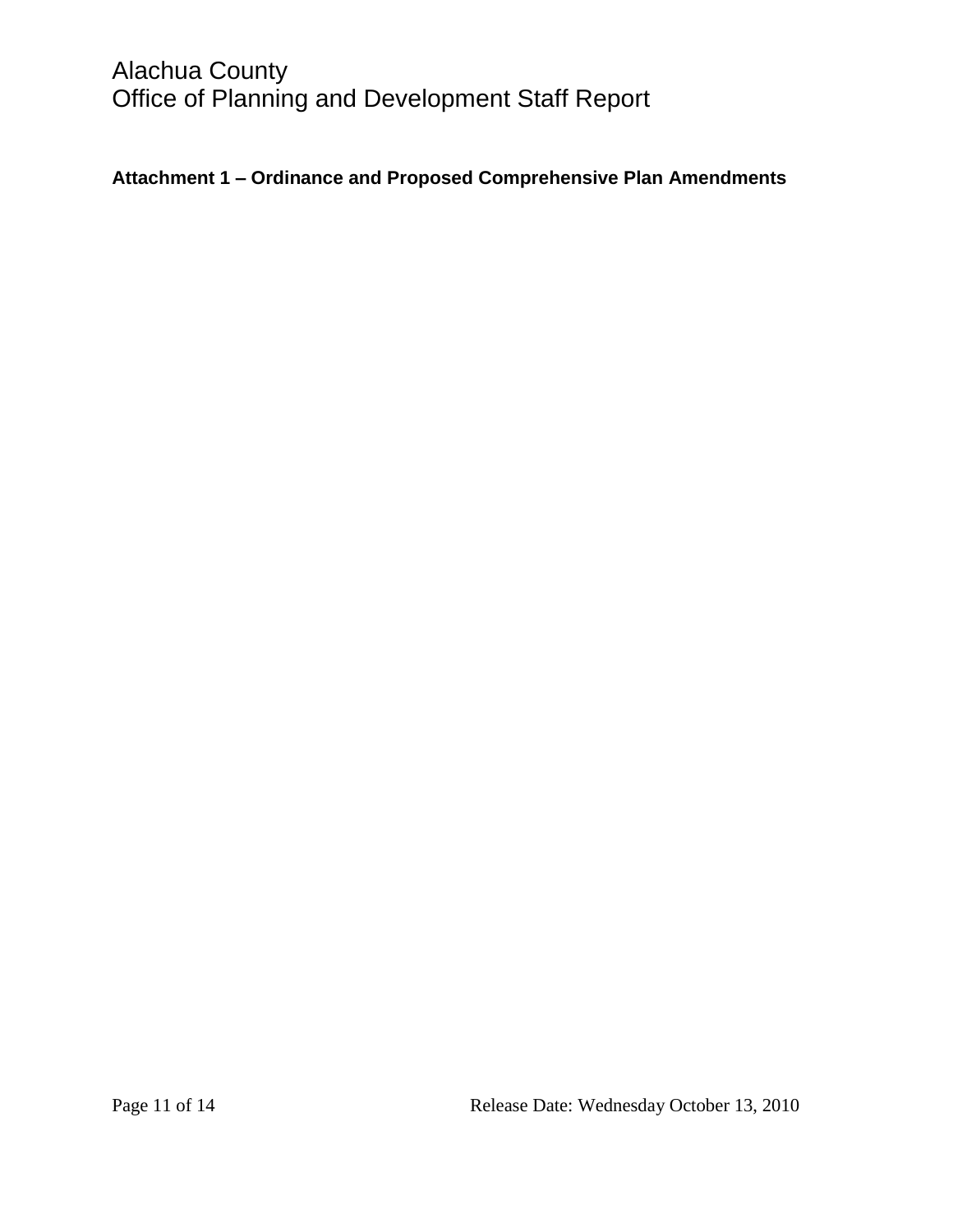**Attachment 1 – Ordinance and Proposed Comprehensive Plan Amendments**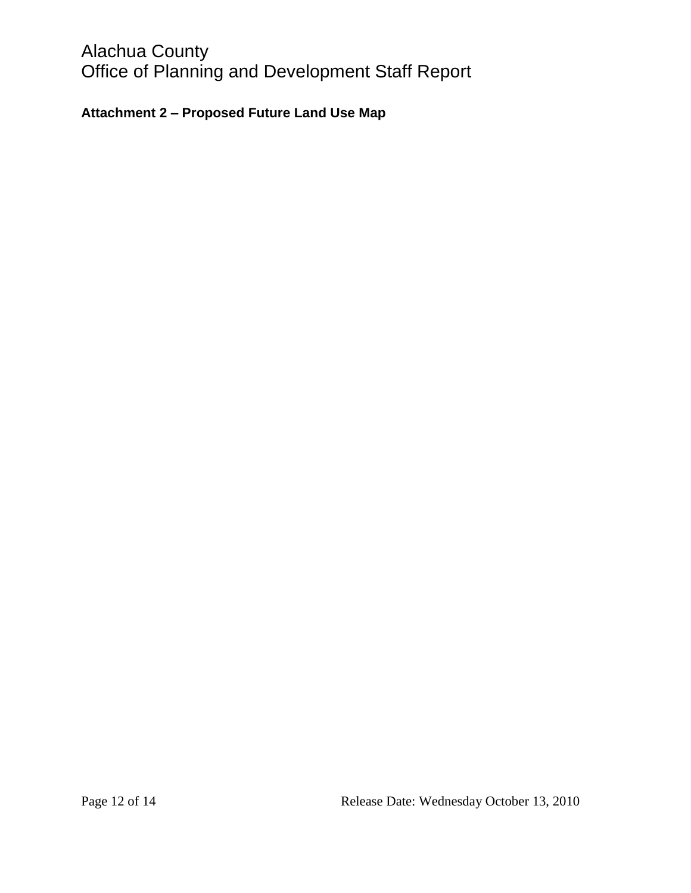**Attachment 2 – Proposed Future Land Use Map**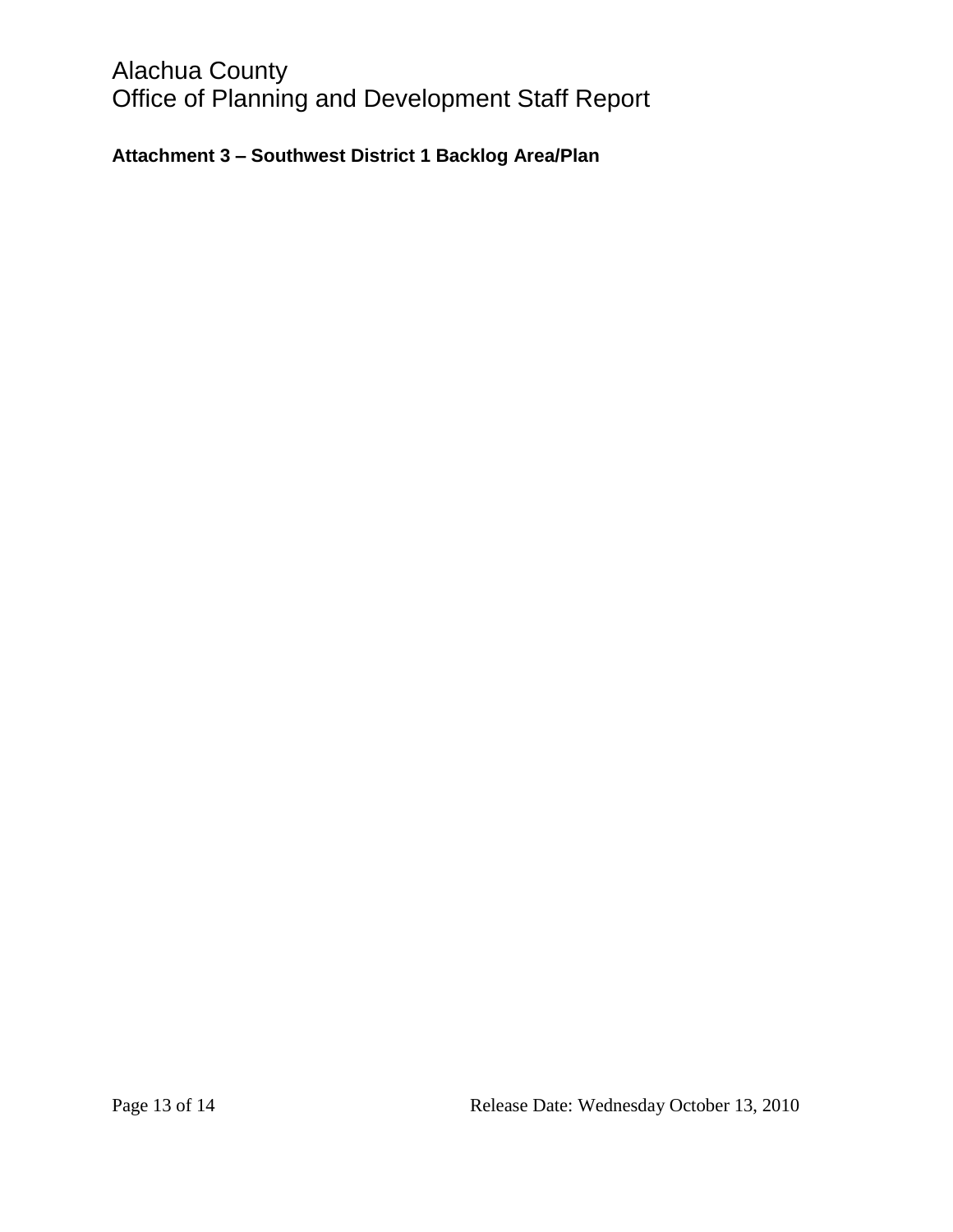**Attachment 3 – Southwest District 1 Backlog Area/Plan**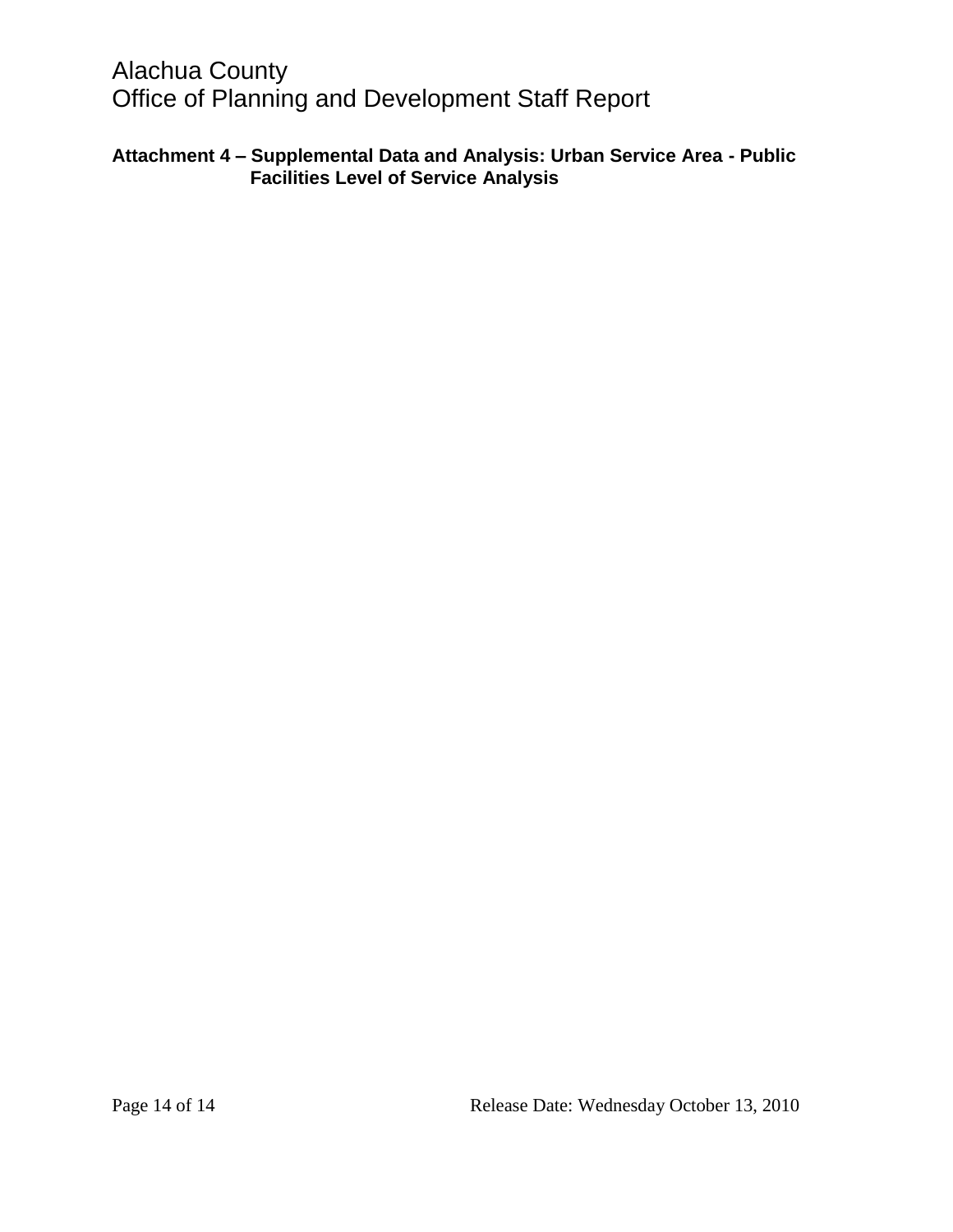**Attachment 4 – Supplemental Data and Analysis: Urban Service Area - Public Facilities Level of Service Analysis**